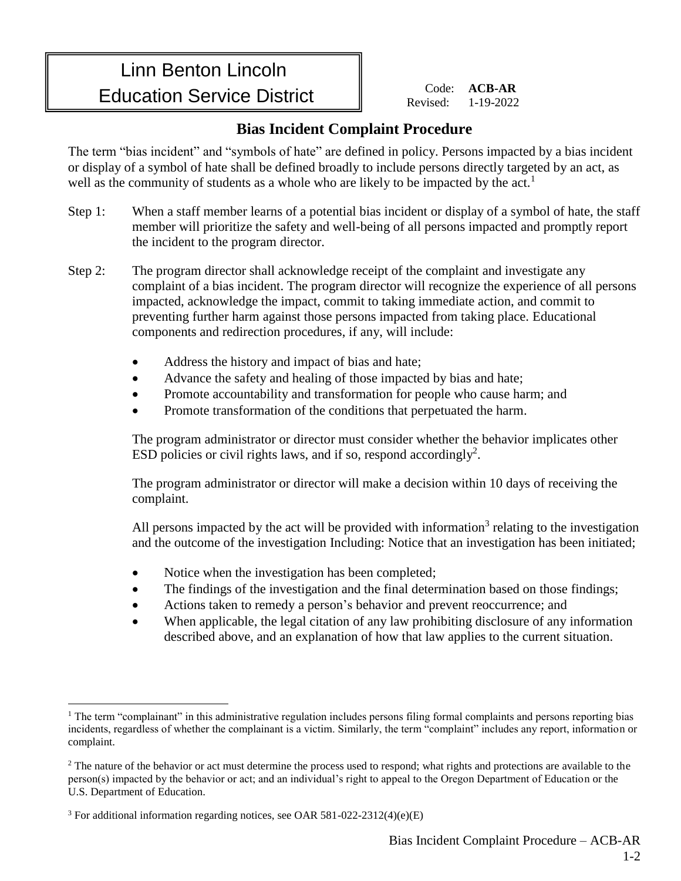# Linn Benton Lincoln Education Service District

Code: **ACB-AR**
Revised: 1-19-2022

## Bias Incident Complaint Procedure

The term "bias incident" and "symbols of hate" are defined in policy. Persons impacted by a bias incident or display of a symbol of hate shall be defined broadly to include persons directly targeted by an act, as well as the community of students as a whole who are likely to be impacted by the act.[1]

Step 1: When a staff member learns of a potential bias incident or display of a symbol of hate, the staff member will prioritize the safety and well-being of all persons impacted and promptly report the incident to the program director.

Step 2: The program director shall acknowledge receipt of the complaint and investigate any complaint of a bias incident. The program director will recognize the experience of all persons impacted, acknowledge the impact, commit to taking immediate action, and commit to preventing further harm against those persons impacted from taking place. Educational components and redirection procedures, if any, will include:

- Address the history and impact of bias and hate;
- Advance the safety and healing of those impacted by bias and hate;
- Promote accountability and transformation for people who cause harm; and
- Promote transformation of the conditions that perpetuated the harm.

The program administrator or director must consider whether the behavior implicates other ESD policies or civil rights laws, and if so, respond accordingly[2].

The program administrator or director will make a decision within 10 days of receiving the complaint.

All persons impacted by the act will be provided with information[3] relating to the investigation and the outcome of the investigation Including: Notice that an investigation has been initiated;

- Notice when the investigation has been completed;
- The findings of the investigation and the final determination based on those findings;
- Actions taken to remedy a person's behavior and prevent reoccurrence; and
- When applicable, the legal citation of any law prohibiting disclosure of any information described above, and an explanation of how that law applies to the current situation.

---

[1] The term "complainant" in this administrative regulation includes persons filing formal complaints and persons reporting bias incidents, regardless of whether the complainant is a victim. Similarly, the term "complaint" includes any report, information or complaint.

[2] The nature of the behavior or act must determine the process used to respond; what rights and protections are available to the person(s) impacted by the behavior or act; and an individual's right to appeal to the Oregon Department of Education or the U.S. Department of Education.

[3] For additional information regarding notices, see OAR 581-022-2312(4)(e)(E)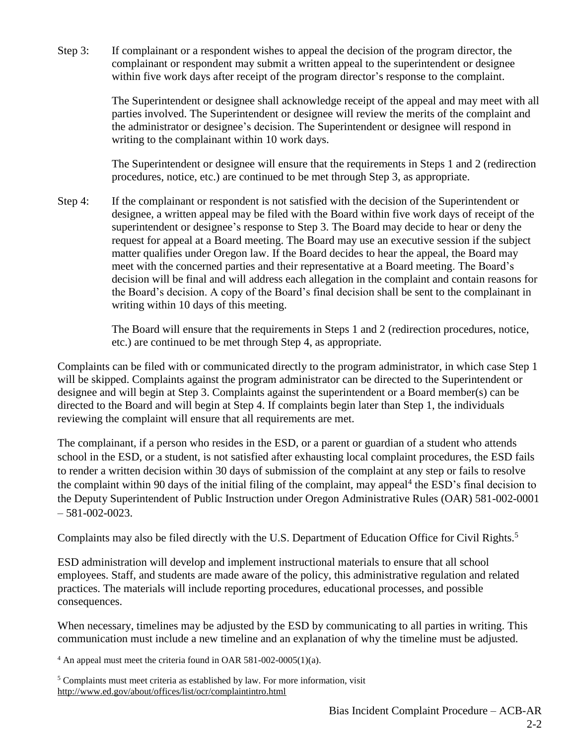Step 3: If complainant or a respondent wishes to appeal the decision of the program director, the complainant or respondent may submit a written appeal to the superintendent or designee within five work days after receipt of the program director's response to the complaint.

The Superintendent or designee shall acknowledge receipt of the appeal and may meet with all parties involved. The Superintendent or designee will review the merits of the complaint and the administrator or designee's decision. The Superintendent or designee will respond in writing to the complainant within 10 work days.

The Superintendent or designee will ensure that the requirements in Steps 1 and 2 (redirection procedures, notice, etc.) are continued to be met through Step 3, as appropriate.

Step 4: If the complainant or respondent is not satisfied with the decision of the Superintendent or designee, a written appeal may be filed with the Board within five work days of receipt of the superintendent or designee's response to Step 3. The Board may decide to hear or deny the request for appeal at a Board meeting. The Board may use an executive session if the subject matter qualifies under Oregon law. If the Board decides to hear the appeal, the Board may meet with the concerned parties and their representative at a Board meeting. The Board's decision will be final and will address each allegation in the complaint and contain reasons for the Board's decision. A copy of the Board's final decision shall be sent to the complainant in writing within 10 days of this meeting.

The Board will ensure that the requirements in Steps 1 and 2 (redirection procedures, notice, etc.) are continued to be met through Step 4, as appropriate.

Complaints can be filed with or communicated directly to the program administrator, in which case Step 1 will be skipped. Complaints against the program administrator can be directed to the Superintendent or designee and will begin at Step 3. Complaints against the superintendent or a Board member(s) can be directed to the Board and will begin at Step 4. If complaints begin later than Step 1, the individuals reviewing the complaint will ensure that all requirements are met.

The complainant, if a person who resides in the ESD, or a parent or guardian of a student who attends school in the ESD, or a student, is not satisfied after exhausting local complaint procedures, the ESD fails to render a written decision within 30 days of submission of the complaint at any step or fails to resolve the complaint within 90 days of the initial filing of the complaint, may appeal[4] the ESD's final decision to the Deputy Superintendent of Public Instruction under Oregon Administrative Rules (OAR) 581-002-0001 – 581-002-0023.

Complaints may also be filed directly with the U.S. Department of Education Office for Civil Rights.[5]

ESD administration will develop and implement instructional materials to ensure that all school employees. Staff, and students are made aware of the policy, this administrative regulation and related practices. The materials will include reporting procedures, educational processes, and possible consequences.

When necessary, timelines may be adjusted by the ESD by communicating to all parties in writing. This communication must include a new timeline and an explanation of why the timeline must be adjusted.

[4] An appeal must meet the criteria found in OAR 581-002-0005(1)(a).

[5] Complaints must meet criteria as established by law. For more information, visit http://www.ed.gov/about/offices/list/ocr/complaintintro.html